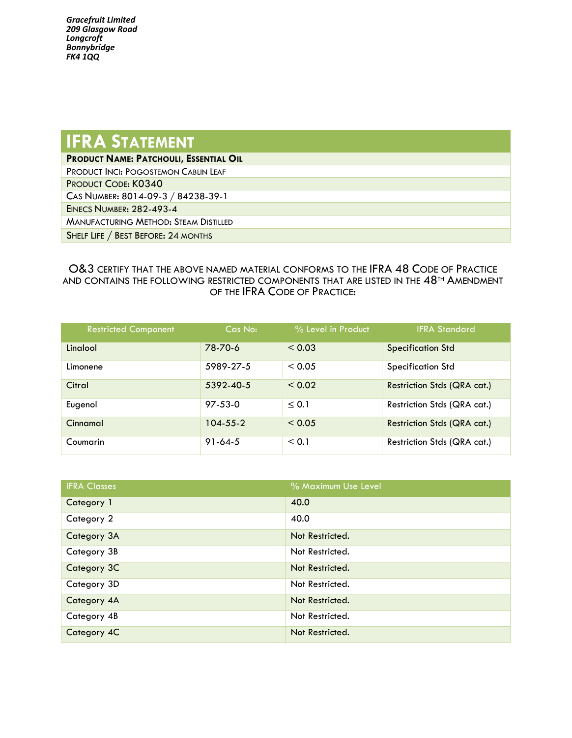*Gracefruit Limited*
*209 Glasgow Road*
*Longcroft*
*Bonnybridge*
*FK4 1QQ*

# IFRA Statement

| **Product Name: Patchouli, Essential Oil** |
|---|
| Product Inci: Pogostemon Cablin Leaf |
| Product Code: K0340 |
| Cas Number: 8014-09-3 / 84238-39-1 |
| Einecs Number: 282-493-4 |
| Manufacturing Method: Steam Distilled |
| Shelf Life / Best Before: 24 months |

O&3 certify that the above named material conforms to the IFRA 48 Code of Practice and contains the following restricted components that are listed in the 48th Amendment of the IFRA Code of Practice:

| Restricted Component | Cas No: | % Level in Product | IFRA Standard |
|---|---|---|---|
| Linalool | 78-70-6 | < 0.03 | Specification Std |
| Limonene | 5989-27-5 | < 0.05 | Specification Std |
| Citral | 5392-40-5 | < 0.02 | Restriction Stds (QRA cat.) |
| Eugenol | 97-53-0 | ≤ 0.1 | Restriction Stds (QRA cat.) |
| Cinnamal | 104-55-2 | < 0.05 | Restriction Stds (QRA cat.) |
| Coumarin | 91-64-5 | < 0.1 | Restriction Stds (QRA cat.) |

| IFRA Classes | % Maximum Use Level |
|---|---|
| Category 1 | 40.0 |
| Category 2 | 40.0 |
| Category 3A | Not Restricted. |
| Category 3B | Not Restricted. |
| Category 3C | Not Restricted. |
| Category 3D | Not Restricted. |
| Category 4A | Not Restricted. |
| Category 4B | Not Restricted. |
| Category 4C | Not Restricted. |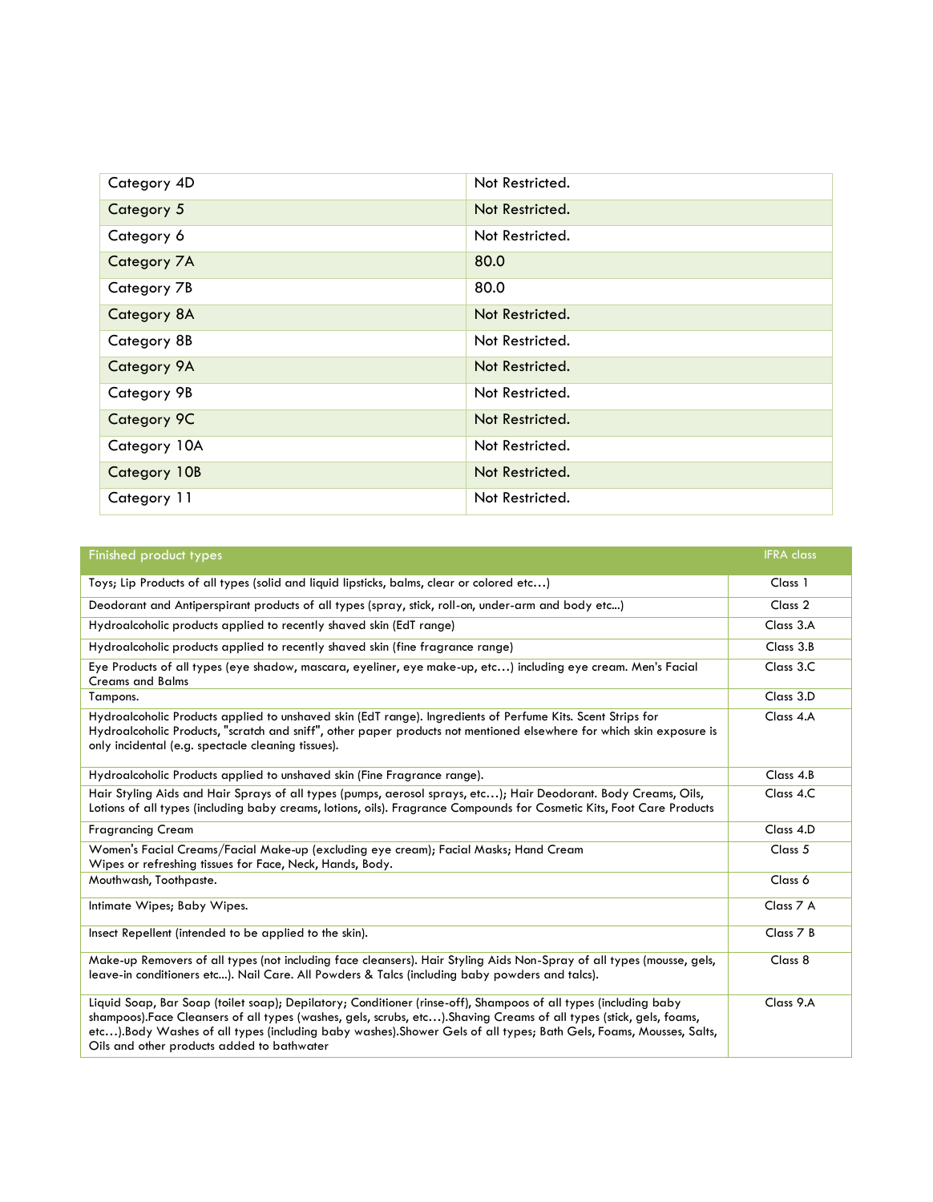| | |
|---|---|
| Category 4D | Not Restricted. |
| Category 5 | Not Restricted. |
| Category 6 | Not Restricted. |
| Category 7A | 80.0 |
| Category 7B | 80.0 |
| Category 8A | Not Restricted. |
| Category 8B | Not Restricted. |
| Category 9A | Not Restricted. |
| Category 9B | Not Restricted. |
| Category 9C | Not Restricted. |
| Category 10A | Not Restricted. |
| Category 10B | Not Restricted. |
| Category 11 | Not Restricted. |

| Finished product types | IFRA class |
|---|---|
| Toys; Lip Products of all types (solid and liquid lipsticks, balms, clear or colored etc…) | Class 1 |
| Deodorant and Antiperspirant products of all types (spray, stick, roll-on, under-arm and body etc...) | Class 2 |
| Hydroalcoholic products applied to recently shaved skin (EdT range) | Class 3.A |
| Hydroalcoholic products applied to recently shaved skin (fine fragrance range) | Class 3.B |
| Eye Products of all types (eye shadow, mascara, eyeliner, eye make-up, etc…) including eye cream. Men's Facial Creams and Balms | Class 3.C |
| Tampons. | Class 3.D |
| Hydroalcoholic Products applied to unshaved skin (EdT range). Ingredients of Perfume Kits. Scent Strips for Hydroalcoholic Products, "scratch and sniff", other paper products not mentioned elsewhere for which skin exposure is only incidental (e.g. spectacle cleaning tissues). | Class 4.A |
| Hydroalcoholic Products applied to unshaved skin (Fine Fragrance range). | Class 4.B |
| Hair Styling Aids and Hair Sprays of all types (pumps, aerosol sprays, etc…); Hair Deodorant. Body Creams, Oils, Lotions of all types (including baby creams, lotions, oils). Fragrance Compounds for Cosmetic Kits, Foot Care Products | Class 4.C |
| Fragrancing Cream | Class 4.D |
| Women's Facial Creams/Facial Make-up (excluding eye cream); Facial Masks; Hand Cream Wipes or refreshing tissues for Face, Neck, Hands, Body. | Class 5 |
| Mouthwash, Toothpaste. | Class 6 |
| Intimate Wipes; Baby Wipes. | Class 7 A |
| Insect Repellent (intended to be applied to the skin). | Class 7 B |
| Make-up Removers of all types (not including face cleansers). Hair Styling Aids Non-Spray of all types (mousse, gels, leave-in conditioners etc...). Nail Care. All Powders & Talcs (including baby powders and talcs). | Class 8 |
| Liquid Soap, Bar Soap (toilet soap); Depilatory; Conditioner (rinse-off), Shampoos of all types (including baby shampoos).Face Cleansers of all types (washes, gels, scrubs, etc…).Shaving Creams of all types (stick, gels, foams, etc…).Body Washes of all types (including baby washes).Shower Gels of all types; Bath Gels, Foams, Mousses, Salts, Oils and other products added to bathwater | Class 9.A |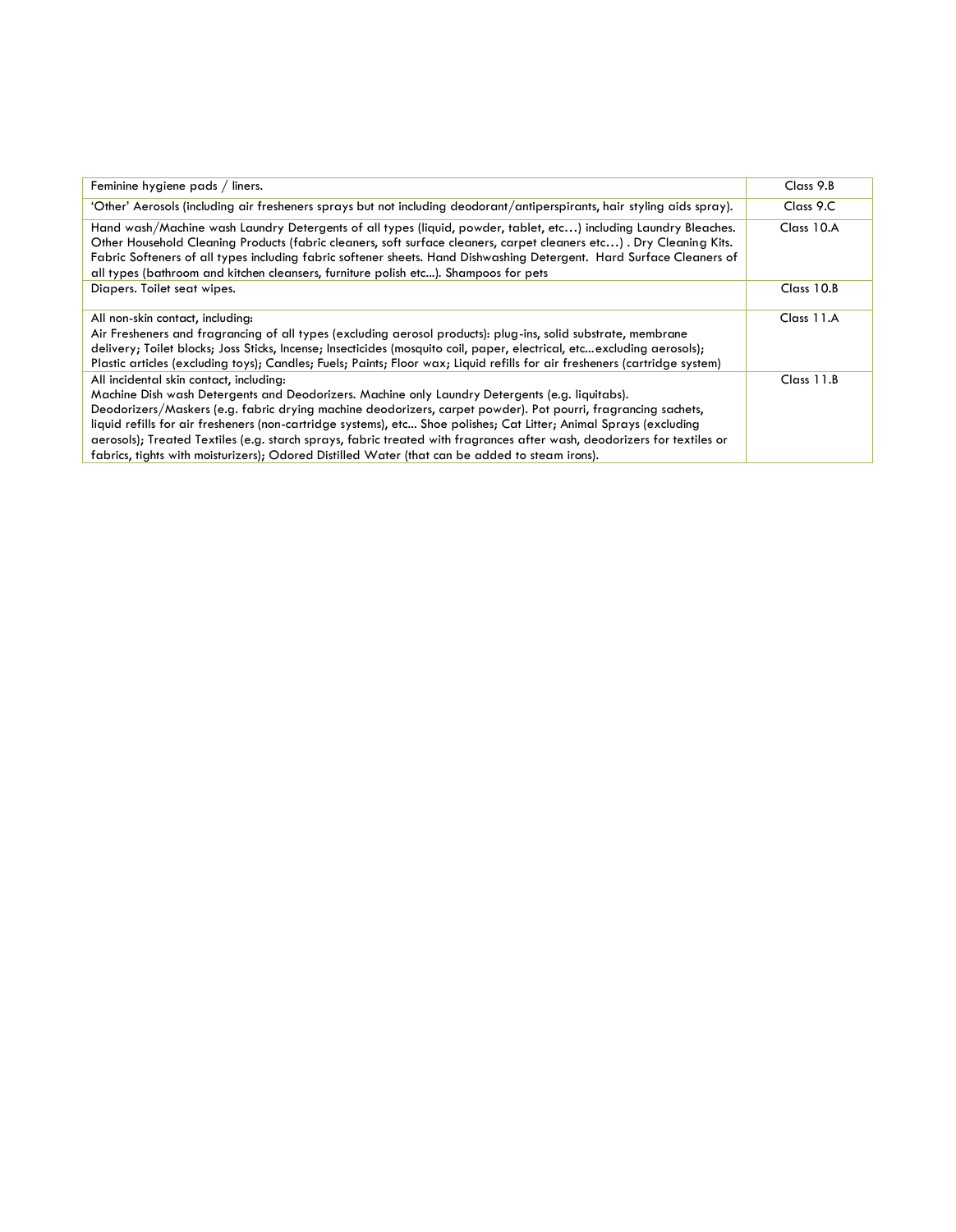| | |
|---|---|
| Feminine hygiene pads / liners. | Class 9.B |
| 'Other' Aerosols (including air fresheners sprays but not including deodorant/antiperspirants, hair styling aids spray). | Class 9.C |
| Hand wash/Machine wash Laundry Detergents of all types (liquid, powder, tablet, etc…) including Laundry Bleaches. Other Household Cleaning Products (fabric cleaners, soft surface cleaners, carpet cleaners etc…) . Dry Cleaning Kits. Fabric Softeners of all types including fabric softener sheets. Hand Dishwashing Detergent. Hard Surface Cleaners of all types (bathroom and kitchen cleansers, furniture polish etc...). Shampoos for pets | Class 10.A |
| Diapers. Toilet seat wipes. | Class 10.B |
| All non-skin contact, including:<br>Air Fresheners and fragrancing of all types (excluding aerosol products): plug-ins, solid substrate, membrane delivery; Toilet blocks; Joss Sticks, Incense; Insecticides (mosquito coil, paper, electrical, etc...excluding aerosols); Plastic articles (excluding toys); Candles; Fuels; Paints; Floor wax; Liquid refills for air fresheners (cartridge system) | Class 11.A |
| All incidental skin contact, including:<br>Machine Dish wash Detergents and Deodorizers. Machine only Laundry Detergents (e.g. liquitabs). Deodorizers/Maskers (e.g. fabric drying machine deodorizers, carpet powder). Pot pourri, fragrancing sachets, liquid refills for air fresheners (non-cartridge systems), etc... Shoe polishes; Cat Litter; Animal Sprays (excluding aerosols); Treated Textiles (e.g. starch sprays, fabric treated with fragrances after wash, deodorizers for textiles or fabrics, tights with moisturizers); Odored Distilled Water (that can be added to steam irons). | Class 11.B |